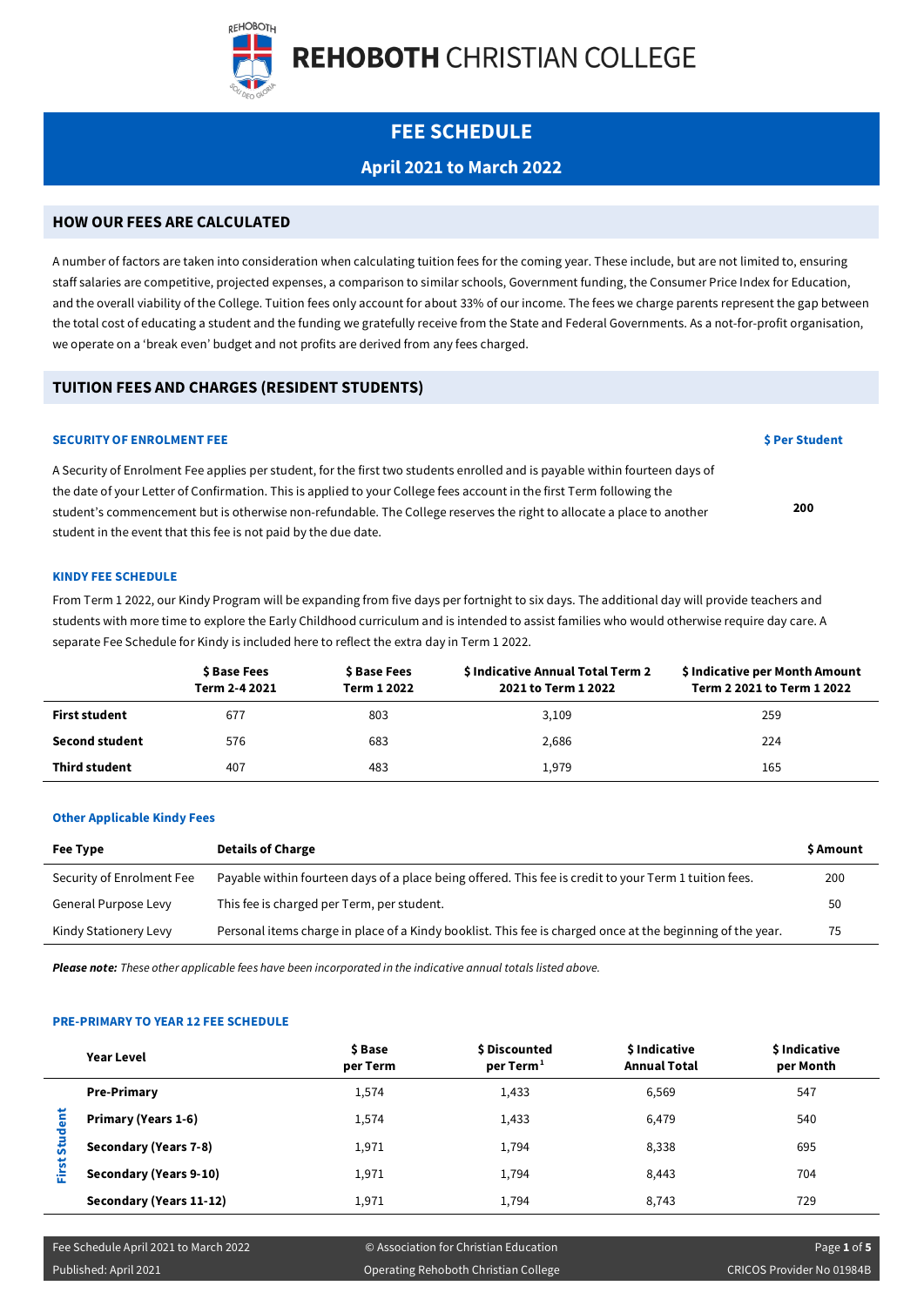# REHOBOTH CHRISTIAN COLLEGE

## FEE SCHEDULE

### April 2021 to March 2022

## HOW OUR FEES ARE CALCULATED

A number of factors are taken into consideration when calculating tuition fees for the coming year. These include, but are not limited to, ensuring staff salaries are competitive, projected expenses, a comparison to similar schools, Government funding, the Consumer Price Index for Education, and the overall viability of the College. Tuition fees only account for about 33% of our income. The fees we charge parents represent the gap between the total cost of educating a student and the funding we gratefully receive from the State and Federal Governments. As a not-for-profit organisation, we operate on a 'break even' budget and not profits are derived from any fees charged.

## TUITION FEES AND CHARGES (RESIDENT STUDENTS)

### SECURITY OF ENROLMENT FEE

| | $ Per Student |
|---|---|
| A Security of Enrolment Fee applies per student, for the first two students enrolled and is payable within fourteen days of the date of your Letter of Confirmation. This is applied to your College fees account in the first Term following the student's commencement but is otherwise non-refundable. The College reserves the right to allocate a place to another student in the event that this fee is not paid by the due date. | 200 |

### KINDY FEE SCHEDULE

From Term 1 2022, our Kindy Program will be expanding from five days per fortnight to six days. The additional day will provide teachers and students with more time to explore the Early Childhood curriculum and is intended to assist families who would otherwise require day care. A separate Fee Schedule for Kindy is included here to reflect the extra day in Term 1 2022.

| | $ Base Fees Term 2-4 2021 | $ Base Fees Term 1 2022 | $ Indicative Annual Total Term 2 2021 to Term 1 2022 | $ Indicative per Month Amount Term 2 2021 to Term 1 2022 |
|---|---|---|---|---|
| **First student** | 677 | 803 | 3,109 | 259 |
| **Second student** | 576 | 683 | 2,686 | 224 |
| **Third student** | 407 | 483 | 1,979 | 165 |

#### Other Applicable Kindy Fees

| Fee Type | Details of Charge | $ Amount |
|---|---|---|
| Security of Enrolment Fee | Payable within fourteen days of a place being offered. This fee is credit to your Term 1 tuition fees. | 200 |
| General Purpose Levy | This fee is charged per Term, per student. | 50 |
| Kindy Stationery Levy | Personal items charge in place of a Kindy booklist. This fee is charged once at the beginning of the year. | 75 |

***Please note:*** *These other applicable fees have been incorporated in the indicative annual totals listed above.*

### PRE-PRIMARY TO YEAR 12 FEE SCHEDULE

| | Year Level | $ Base per Term | $ Discounted per Term[1] | $ Indicative Annual Total | $ Indicative per Month |
|---|---|---|---|---|---|
| **First Student** | **Pre-Primary** | 1,574 | 1,433 | 6,569 | 547 |
| | **Primary (Years 1-6)** | 1,574 | 1,433 | 6,479 | 540 |
| | **Secondary (Years 7-8)** | 1,971 | 1,794 | 8,338 | 695 |
| | **Secondary (Years 9-10)** | 1,971 | 1,794 | 8,443 | 704 |
| | **Secondary (Years 11-12)** | 1,971 | 1,794 | 8,743 | 729 |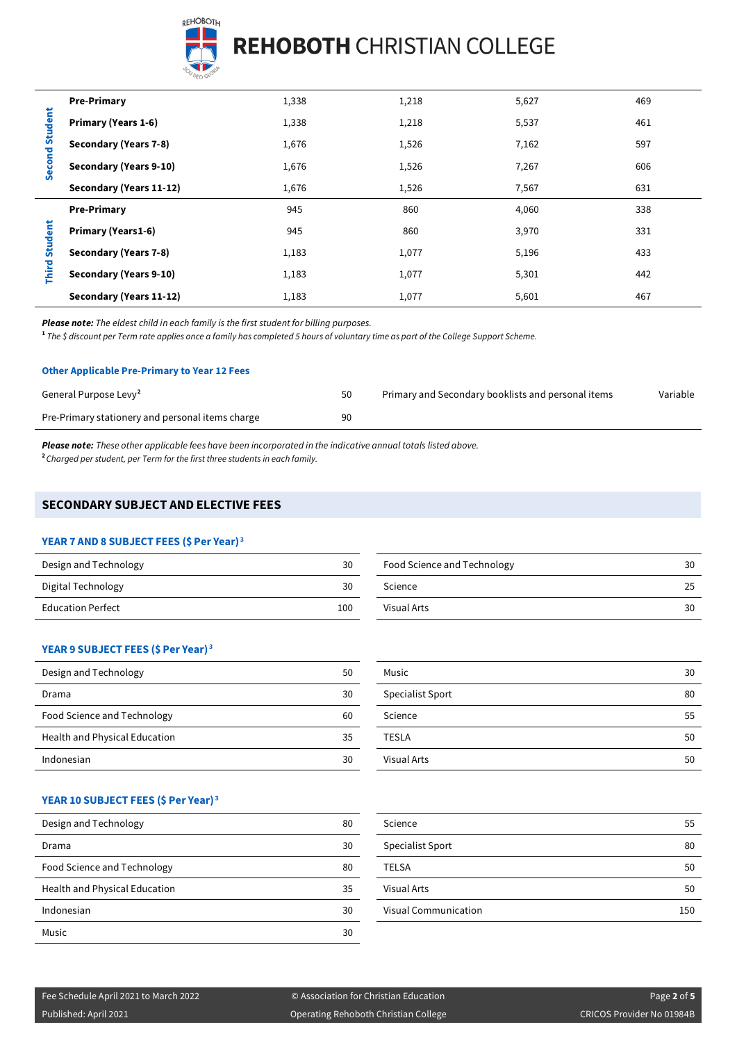# REHOBOTH CHRISTIAN COLLEGE

| | | | | | |
|---|---|---|---|---|---|
| Second Student | **Pre-Primary** | 1,338 | 1,218 | 5,627 | 469 |
| | **Primary (Years 1-6)** | 1,338 | 1,218 | 5,537 | 461 |
| | **Secondary (Years 7-8)** | 1,676 | 1,526 | 7,162 | 597 |
| | **Secondary (Years 9-10)** | 1,676 | 1,526 | 7,267 | 606 |
| | **Secondary (Years 11-12)** | 1,676 | 1,526 | 7,567 | 631 |
| Third Student | **Pre-Primary** | 945 | 860 | 4,060 | 338 |
| | **Primary (Years1-6)** | 945 | 860 | 3,970 | 331 |
| | **Secondary (Years 7-8)** | 1,183 | 1,077 | 5,196 | 433 |
| | **Secondary (Years 9-10)** | 1,183 | 1,077 | 5,301 | 442 |
| | **Secondary (Years 11-12)** | 1,183 | 1,077 | 5,601 | 467 |

***Please note:*** *The eldest child in each family is the first student for billing purposes.*
[1] *The $ discount per Term rate applies once a family has completed 5 hours of voluntary time as part of the College Support Scheme.*

### Other Applicable Pre-Primary to Year 12 Fees

| | | | |
|---|---|---|---|
| General Purpose Levy[2] | 50 | Primary and Secondary booklists and personal items | Variable |
| Pre-Primary stationery and personal items charge | 90 | | |

***Please note:*** *These other applicable fees have been incorporated in the indicative annual totals listed above.*
[2] *Charged per student, per Term for the first three students in each family.*

## SECONDARY SUBJECT AND ELECTIVE FEES

### YEAR 7 AND 8 SUBJECT FEES ($ Per Year)[3]

| | | | |
|---|---|---|---|
| Design and Technology | 30 | Food Science and Technology | 30 |
| Digital Technology | 30 | Science | 25 |
| Education Perfect | 100 | Visual Arts | 30 |

### YEAR 9 SUBJECT FEES ($ Per Year)[3]

| | | | |
|---|---|---|---|
| Design and Technology | 50 | Music | 30 |
| Drama | 30 | Specialist Sport | 80 |
| Food Science and Technology | 60 | Science | 55 |
| Health and Physical Education | 35 | TESLA | 50 |
| Indonesian | 30 | Visual Arts | 50 |

### YEAR 10 SUBJECT FEES ($ Per Year)[3]

| | | | |
|---|---|---|---|
| Design and Technology | 80 | Science | 55 |
| Drama | 30 | Specialist Sport | 80 |
| Food Science and Technology | 80 | TELSA | 50 |
| Health and Physical Education | 35 | Visual Arts | 50 |
| Indonesian | 30 | Visual Communication | 150 |
| Music | 30 | | |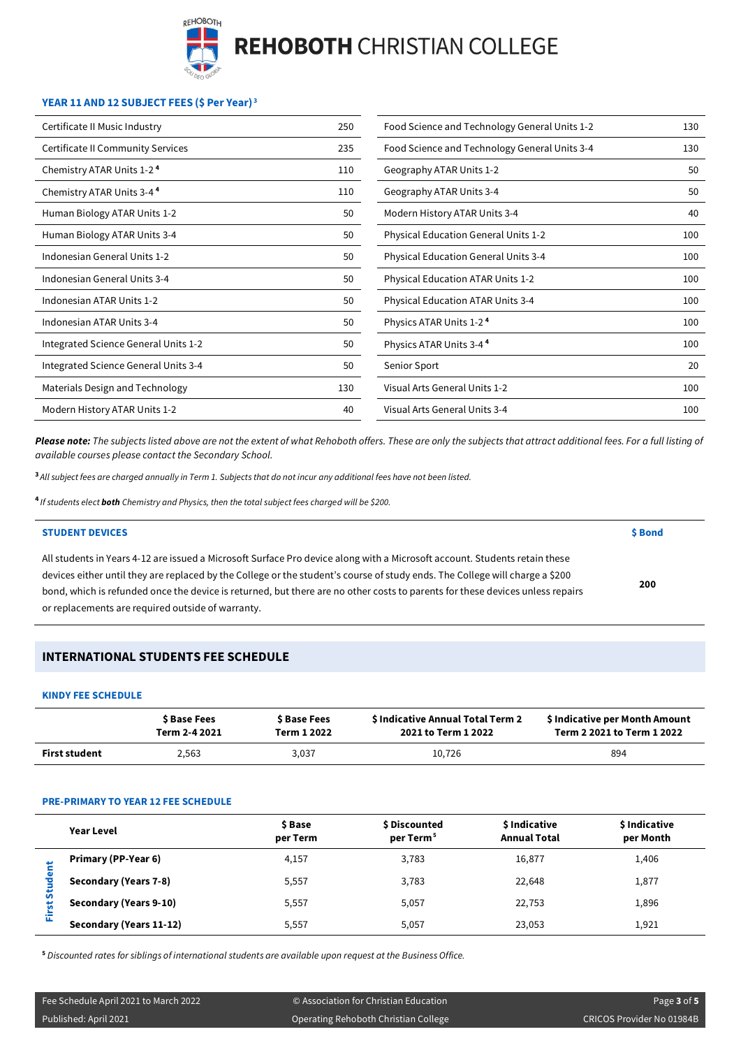# REHOBOTH CHRISTIAN COLLEGE

### YEAR 11 AND 12 SUBJECT FEES ($ Per Year) [3]

| Subject | $ |
|---|---|
| Certificate II Music Industry | 250 |
| Certificate II Community Services | 235 |
| Chemistry ATAR Units 1-2 [4] | 110 |
| Chemistry ATAR Units 3-4 [4] | 110 |
| Human Biology ATAR Units 1-2 | 50 |
| Human Biology ATAR Units 3-4 | 50 |
| Indonesian General Units 1-2 | 50 |
| Indonesian General Units 3-4 | 50 |
| Indonesian ATAR Units 1-2 | 50 |
| Indonesian ATAR Units 3-4 | 50 |
| Integrated Science General Units 1-2 | 50 |
| Integrated Science General Units 3-4 | 50 |
| Materials Design and Technology | 130 |
| Modern History ATAR Units 1-2 | 40 |
| Food Science and Technology General Units 1-2 | 130 |
| Food Science and Technology General Units 3-4 | 130 |
| Geography ATAR Units 1-2 | 50 |
| Geography ATAR Units 3-4 | 50 |
| Modern History ATAR Units 3-4 | 40 |
| Physical Education General Units 1-2 | 100 |
| Physical Education General Units 3-4 | 100 |
| Physical Education ATAR Units 1-2 | 100 |
| Physical Education ATAR Units 3-4 | 100 |
| Physics ATAR Units 1-2 [4] | 100 |
| Physics ATAR Units 3-4 [4] | 100 |
| Senior Sport | 20 |
| Visual Arts General Units 1-2 | 100 |
| Visual Arts General Units 3-4 | 100 |

***Please note:*** *The subjects listed above are not the extent of what Rehoboth offers. These are only the subjects that attract additional fees. For a full listing of available courses please contact the Secondary School.*

[3] *All subject fees are charged annually in Term 1. Subjects that do not incur any additional fees have not been listed.*

[4] *If students elect **both** Chemistry and Physics, then the total subject fees charged will be $200.*

| STUDENT DEVICES | $ Bond |
|---|---|
| All students in Years 4-12 are issued a Microsoft Surface Pro device along with a Microsoft account. Students retain these devices either until they are replaced by the College or the student's course of study ends. The College will charge a $200 bond, which is refunded once the device is returned, but there are no other costs to parents for these devices unless repairs or replacements are required outside of warranty. | **200** |

## INTERNATIONAL STUDENTS FEE SCHEDULE

### KINDY FEE SCHEDULE

| | $ Base Fees Term 2-4 2021 | $ Base Fees Term 1 2022 | $ Indicative Annual Total Term 2 2021 to Term 1 2022 | $ Indicative per Month Amount Term 2 2021 to Term 1 2022 |
|---|---|---|---|---|
| **First student** | 2,563 | 3,037 | 10,726 | 894 |

### PRE-PRIMARY TO YEAR 12 FEE SCHEDULE

| | Year Level | $ Base per Term | $ Discounted per Term [5] | $ Indicative Annual Total | $ Indicative per Month |
|---|---|---|---|---|---|
| First Student | **Primary (PP-Year 6)** | 4,157 | 3,783 | 16,877 | 1,406 |
| First Student | **Secondary (Years 7-8)** | 5,557 | 3,783 | 22,648 | 1,877 |
| First Student | **Secondary (Years 9-10)** | 5,557 | 5,057 | 22,753 | 1,896 |
| First Student | **Secondary (Years 11-12)** | 5,557 | 5,057 | 23,053 | 1,921 |

[5] *Discounted rates for siblings of international students are available upon request at the Business Office.*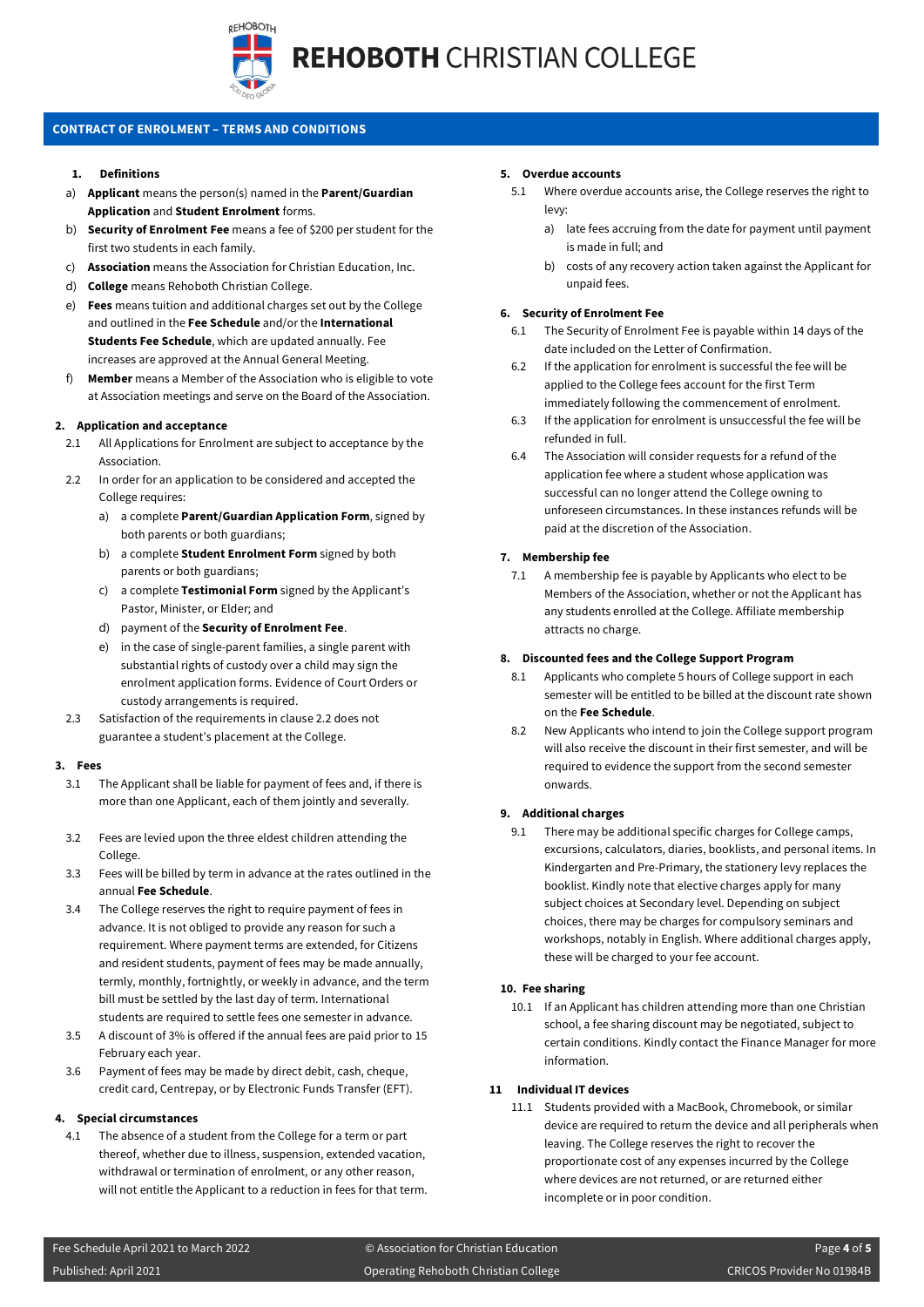# REHOBOTH CHRISTIAN COLLEGE

## CONTRACT OF ENROLMENT – TERMS AND CONDITIONS

### 1. Definitions

a) **Applicant** means the person(s) named in the **Parent/Guardian Application** and **Student Enrolment** forms.

b) **Security of Enrolment Fee** means a fee of $200 per student for the first two students in each family.

c) **Association** means the Association for Christian Education, Inc.

d) **College** means Rehoboth Christian College.

e) **Fees** means tuition and additional charges set out by the College and outlined in the **Fee Schedule** and/or the **International Students Fee Schedule**, which are updated annually. Fee increases are approved at the Annual General Meeting.

f) **Member** means a Member of the Association who is eligible to vote at Association meetings and serve on the Board of the Association.

### 2. Application and acceptance

2.1 All Applications for Enrolment are subject to acceptance by the Association.

2.2 In order for an application to be considered and accepted the College requires:

a) a complete **Parent/Guardian Application Form**, signed by both parents or both guardians;

b) a complete **Student Enrolment Form** signed by both parents or both guardians;

c) a complete **Testimonial Form** signed by the Applicant's Pastor, Minister, or Elder; and

d) payment of the **Security of Enrolment Fee**.

e) in the case of single-parent families, a single parent with substantial rights of custody over a child may sign the enrolment application forms. Evidence of Court Orders or custody arrangements is required.

2.3 Satisfaction of the requirements in clause 2.2 does not guarantee a student's placement at the College.

### 3. Fees

3.1 The Applicant shall be liable for payment of fees and, if there is more than one Applicant, each of them jointly and severally.

3.2 Fees are levied upon the three eldest children attending the College.

3.3 Fees will be billed by term in advance at the rates outlined in the annual **Fee Schedule**.

3.4 The College reserves the right to require payment of fees in advance. It is not obliged to provide any reason for such a requirement. Where payment terms are extended, for Citizens and resident students, payment of fees may be made annually, termly, monthly, fortnightly, or weekly in advance, and the term bill must be settled by the last day of term. International students are required to settle fees one semester in advance.

3.5 A discount of 3% is offered if the annual fees are paid prior to 15 February each year.

3.6 Payment of fees may be made by direct debit, cash, cheque, credit card, Centrepay, or by Electronic Funds Transfer (EFT).

### 4. Special circumstances

4.1 The absence of a student from the College for a term or part thereof, whether due to illness, suspension, extended vacation, withdrawal or termination of enrolment, or any other reason, will not entitle the Applicant to a reduction in fees for that term.

### 5. Overdue accounts

5.1 Where overdue accounts arise, the College reserves the right to levy:

a) late fees accruing from the date for payment until payment is made in full; and

b) costs of any recovery action taken against the Applicant for unpaid fees.

### 6. Security of Enrolment Fee

6.1 The Security of Enrolment Fee is payable within 14 days of the date included on the Letter of Confirmation.

6.2 If the application for enrolment is successful the fee will be applied to the College fees account for the first Term immediately following the commencement of enrolment.

6.3 If the application for enrolment is unsuccessful the fee will be refunded in full.

6.4 The Association will consider requests for a refund of the application fee where a student whose application was successful can no longer attend the College owing to unforeseen circumstances. In these instances refunds will be paid at the discretion of the Association.

### 7. Membership fee

7.1 A membership fee is payable by Applicants who elect to be Members of the Association, whether or not the Applicant has any students enrolled at the College. Affiliate membership attracts no charge.

### 8. Discounted fees and the College Support Program

8.1 Applicants who complete 5 hours of College support in each semester will be entitled to be billed at the discount rate shown on the **Fee Schedule**.

8.2 New Applicants who intend to join the College support program will also receive the discount in their first semester, and will be required to evidence the support from the second semester onwards.

### 9. Additional charges

9.1 There may be additional specific charges for College camps, excursions, calculators, diaries, booklists, and personal items. In Kindergarten and Pre-Primary, the stationery levy replaces the booklist. Kindly note that elective charges apply for many subject choices at Secondary level. Depending on subject choices, there may be charges for compulsory seminars and workshops, notably in English. Where additional charges apply, these will be charged to your fee account.

### 10. Fee sharing

10.1 If an Applicant has children attending more than one Christian school, a fee sharing discount may be negotiated, subject to certain conditions. Kindly contact the Finance Manager for more information.

### 11 Individual IT devices

11.1 Students provided with a MacBook, Chromebook, or similar device are required to return the device and all peripherals when leaving. The College reserves the right to recover the proportionate cost of any expenses incurred by the College where devices are not returned, or are returned either incomplete or in poor condition.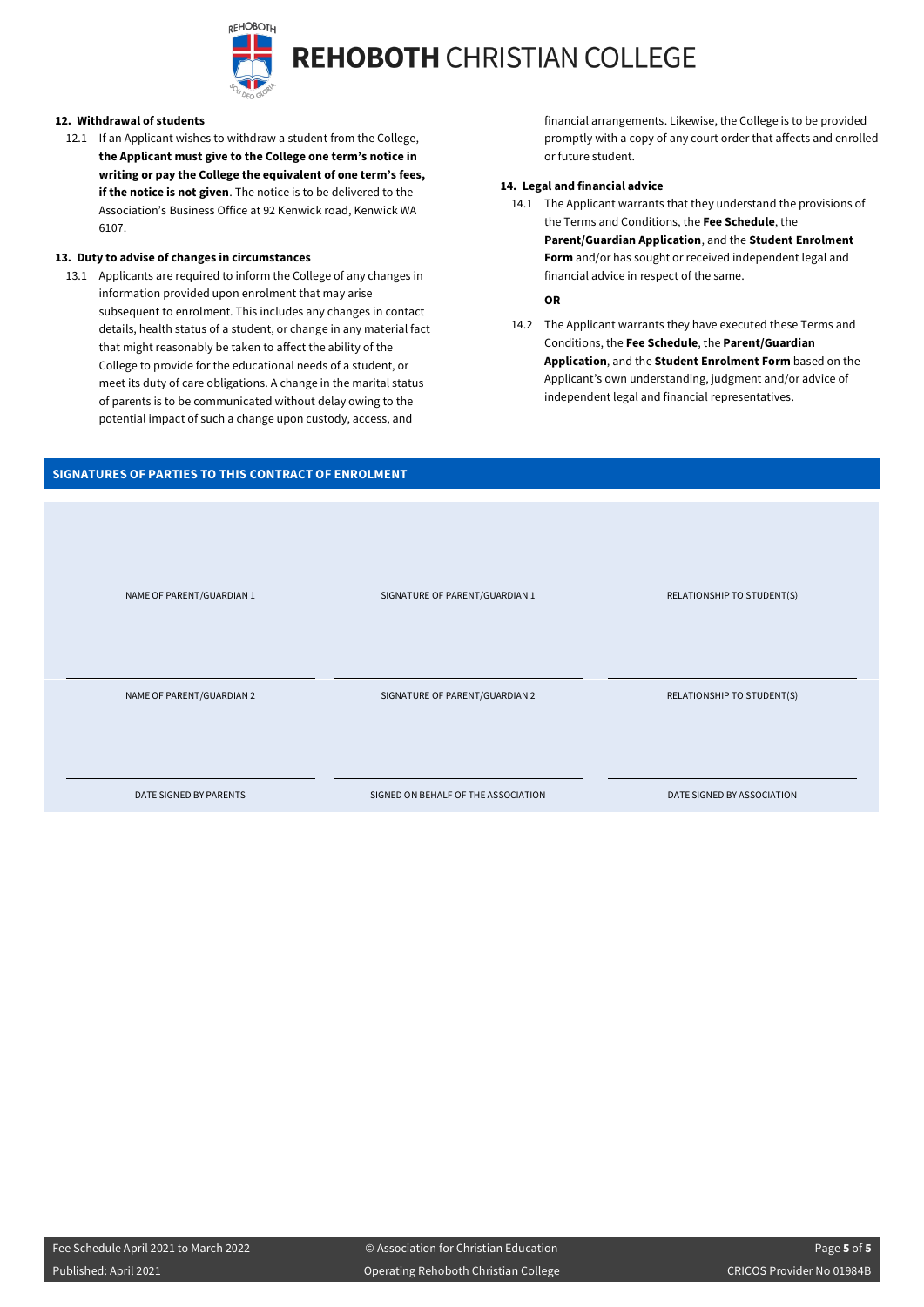# REHOBOTH CHRISTIAN COLLEGE

### 12. Withdrawal of students

12.1 If an Applicant wishes to withdraw a student from the College, **the Applicant must give to the College one term's notice in writing or pay the College the equivalent of one term's fees, if the notice is not given**. The notice is to be delivered to the Association's Business Office at 92 Kenwick road, Kenwick WA 6107.

### 13. Duty to advise of changes in circumstances

13.1 Applicants are required to inform the College of any changes in information provided upon enrolment that may arise subsequent to enrolment. This includes any changes in contact details, health status of a student, or change in any material fact that might reasonably be taken to affect the ability of the College to provide for the educational needs of a student, or meet its duty of care obligations. A change in the marital status of parents is to be communicated without delay owing to the potential impact of such a change upon custody, access, and financial arrangements. Likewise, the College is to be provided promptly with a copy of any court order that affects and enrolled or future student.

### 14. Legal and financial advice

14.1 The Applicant warrants that they understand the provisions of the Terms and Conditions, the **Fee Schedule**, the **Parent/Guardian Application**, and the **Student Enrolment Form** and/or has sought or received independent legal and financial advice in respect of the same.

**OR**

14.2 The Applicant warrants they have executed these Terms and Conditions, the **Fee Schedule**, the **Parent/Guardian Application**, and the **Student Enrolment Form** based on the Applicant's own understanding, judgment and/or advice of independent legal and financial representatives.

## SIGNATURES OF PARTIES TO THIS CONTRACT OF ENROLMENT

| | | |
|---|---|---|
| NAME OF PARENT/GUARDIAN 1 | SIGNATURE OF PARENT/GUARDIAN 1 | RELATIONSHIP TO STUDENT(S) |
| NAME OF PARENT/GUARDIAN 2 | SIGNATURE OF PARENT/GUARDIAN 2 | RELATIONSHIP TO STUDENT(S) |
| DATE SIGNED BY PARENTS | SIGNED ON BEHALF OF THE ASSOCIATION | DATE SIGNED BY ASSOCIATION |